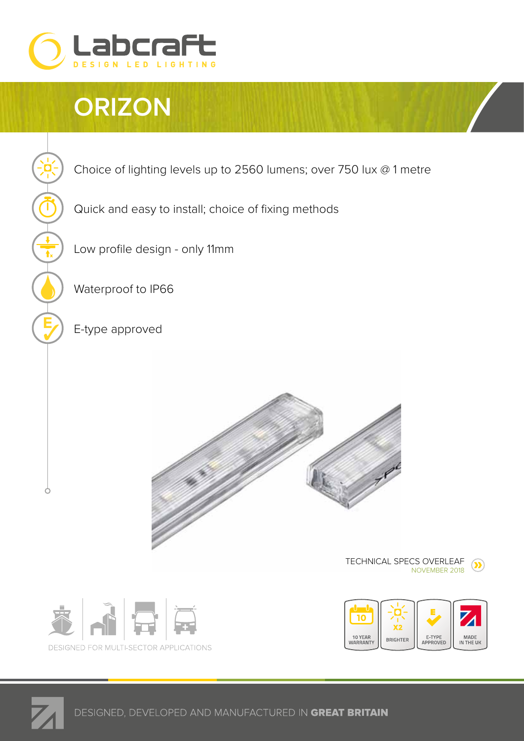Labcraft

DESIGN LED LIGHTING

# ORIZON

- Choice of lighting levels up to 2560 lumens; over 750 lux @ 1 metre
- Quick and easy to install; choice of fixing methods
- Low profile design - only 11mm
- Waterproof to IP66
- E-type approved

TECHNICAL SPECS OVERLEAF
NOVEMBER 2018

DESIGNED FOR MULTI-SECTOR APPLICATIONS

10 YEAR WARRANTY | BRIGHTER | E-TYPE APPROVED | MADE IN THE UK

DESIGNED, DEVELOPED AND MANUFACTURED IN **GREAT BRITAIN**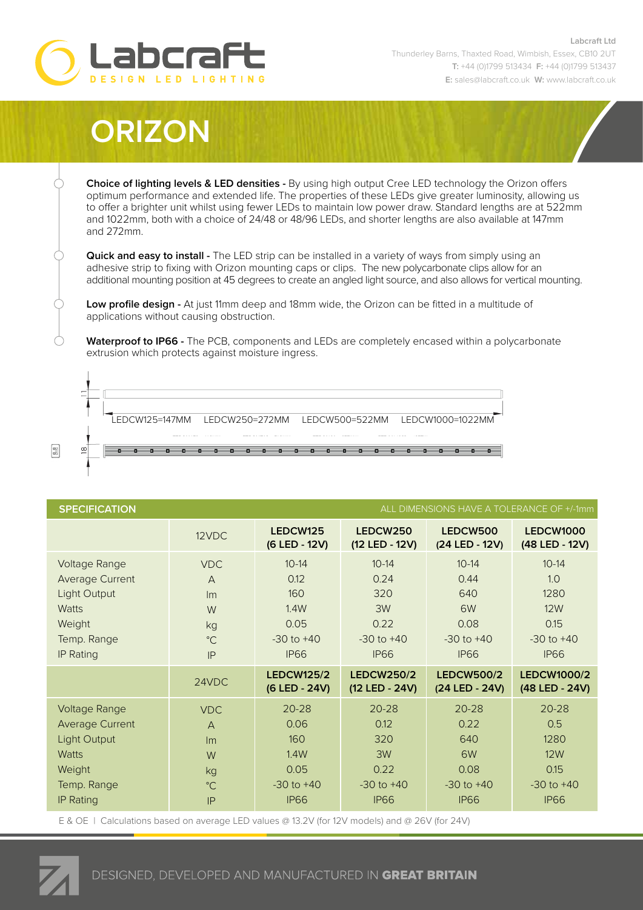Labcraft Ltd
Thunderley Barns, Thaxted Road, Wimbish, Essex, CB10 2UT
T: +44 (0)1799 513434 F: +44 (0)1799 513437
E: sales@labcraft.co.uk W: www.labcraft.co.uk

# ORIZON

**Choice of lighting levels & LED densities -** By using high output Cree LED technology the Orizon offers optimum performance and extended life. The properties of these LEDs give greater luminosity, allowing us to offer a brighter unit whilst using fewer LEDs to maintain low power draw. Standard lengths are at 522mm and 1022mm, both with a choice of 24/48 or 48/96 LEDs, and shorter lengths are also available at 147mm and 272mm.

**Quick and easy to install -** The LED strip can be installed in a variety of ways from simply using an adhesive strip to fixing with Orizon mounting caps or clips. The new polycarbonate clips allow for an additional mounting position at 45 degrees to create an angled light source, and also allows for vertical mounting.

**Low profile design -** At just 11mm deep and 18mm wide, the Orizon can be fitted in a multitude of applications without causing obstruction.

**Waterproof to IP66 -** The PCB, components and LEDs are completely encased within a polycarbonate extrusion which protects against moisture ingress.

11

LEDCW125=147MM LEDCW250=272MM LEDCW500=522MM LEDCW1000=1022MM

18

## SPECIFICATION

ALL DIMENSIONS HAVE A TOLERANCE OF +/-1mm

| | 12VDC | LEDCW125 (6 LED - 12V) | LEDCW250 (12 LED - 12V) | LEDCW500 (24 LED - 12V) | LEDCW1000 (48 LED - 12V) |
|---|---|---|---|---|---|
| Voltage Range | VDC | 10-14 | 10-14 | 10-14 | 10-14 |
| Average Current | A | 0.12 | 0.24 | 0.44 | 1.0 |
| Light Output | lm | 160 | 320 | 640 | 1280 |
| Watts | W | 1.4W | 3W | 6W | 12W |
| Weight | kg | 0.05 | 0.22 | 0.08 | 0.15 |
| Temp. Range | °C | -30 to +40 | -30 to +40 | -30 to +40 | -30 to +40 |
| IP Rating | IP | IP66 | IP66 | IP66 | IP66 |
| | **24VDC** | **LEDCW125/2 (6 LED - 24V)** | **LEDCW250/2 (12 LED - 24V)** | **LEDCW500/2 (24 LED - 24V)** | **LEDCW1000/2 (48 LED - 24V)** |
| Voltage Range | VDC | 20-28 | 20-28 | 20-28 | 20-28 |
| Average Current | A | 0.06 | 0.12 | 0.22 | 0.5 |
| Light Output | lm | 160 | 320 | 640 | 1280 |
| Watts | W | 1.4W | 3W | 6W | 12W |
| Weight | kg | 0.05 | 0.22 | 0.08 | 0.15 |
| Temp. Range | °C | -30 to +40 | -30 to +40 | -30 to +40 | -30 to +40 |
| IP Rating | IP | IP66 | IP66 | IP66 | IP66 |

E & OE | Calculations based on average LED values @ 13.2V (for 12V models) and @ 26V (for 24V)

DESIGNED, DEVELOPED AND MANUFACTURED IN **GREAT BRITAIN**